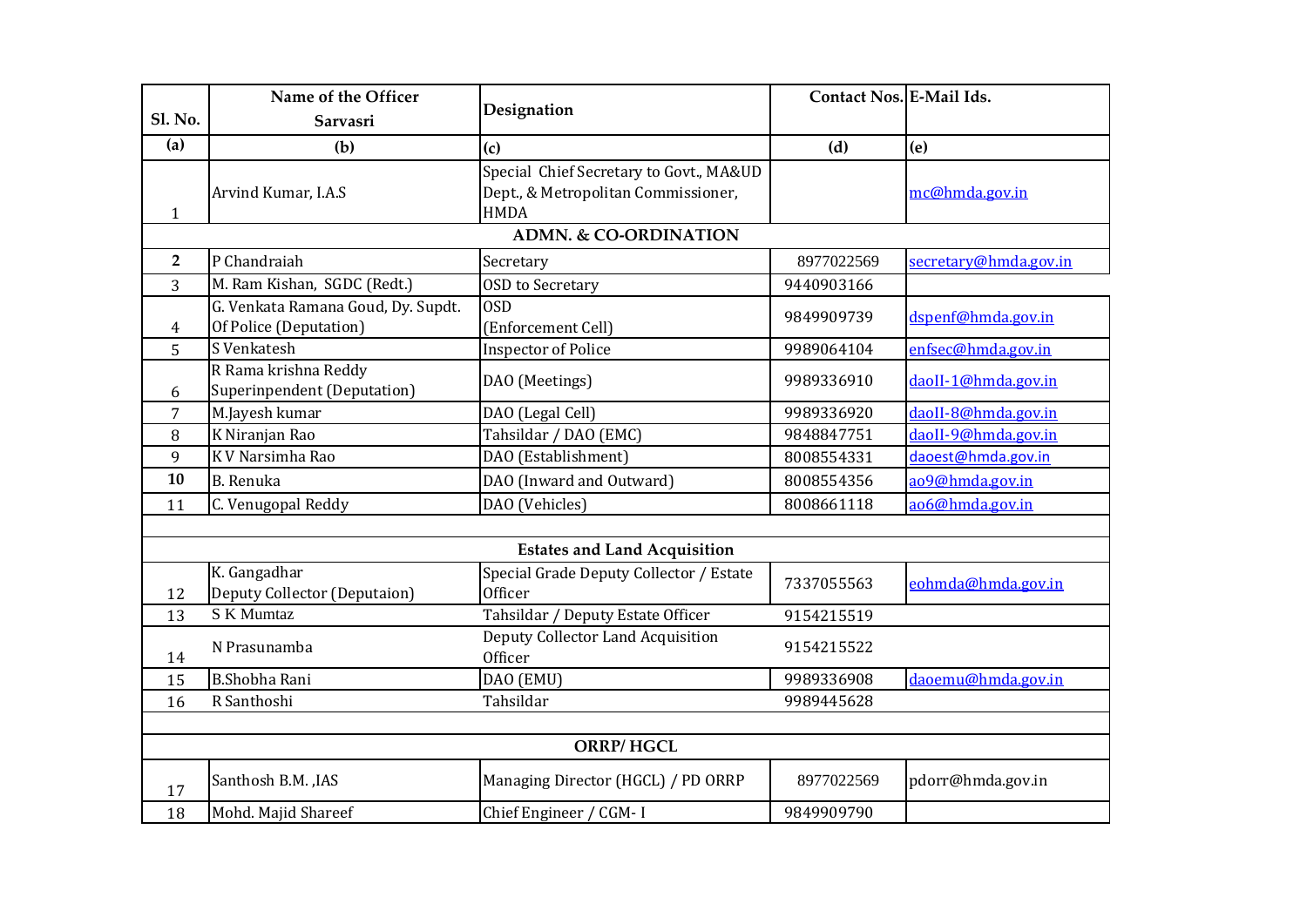| Sl. No. | Name of the Officer Sarvasri | Designation | Contact Nos. | E-Mail Ids. |
|---|---|---|---|---|
| (a) | (b) | (c) | (d) | (e) |
| 1 | Arvind Kumar, I.A.S | Special Chief Secretary to Govt., MA&UD Dept., & Metropolitan Commissioner, HMDA | | mc@hmda.gov.in |
| | | **ADMN. & CO-ORDINATION** | | |
| 2 | P Chandraiah | Secretary | 8977022569 | secretary@hmda.gov.in |
| 3 | M. Ram Kishan, SGDC (Redt.) | OSD to Secretary | 9440903166 | |
| 4 | G. Venkata Ramana Goud, Dy. Supdt. Of Police (Deputation) | OSD (Enforcement Cell) | 9849909739 | dspenf@hmda.gov.in |
| 5 | S Venkatesh | Inspector of Police | 9989064104 | enfsec@hmda.gov.in |
| 6 | R Rama krishna Reddy Superinpendent (Deputation) | DAO (Meetings) | 9989336910 | daoII-1@hmda.gov.in |
| 7 | M.Jayesh kumar | DAO (Legal Cell) | 9989336920 | daoII-8@hmda.gov.in |
| 8 | K Niranjan Rao | Tahsildar / DAO (EMC) | 9848847751 | daoII-9@hmda.gov.in |
| 9 | K V Narsimha Rao | DAO (Establishment) | 8008554331 | daoest@hmda.gov.in |
| 10 | B. Renuka | DAO (Inward and Outward) | 8008554356 | ao9@hmda.gov.in |
| 11 | C. Venugopal Reddy | DAO (Vehicles) | 8008661118 | ao6@hmda.gov.in |
| | | | | |
| | | **Estates and Land Acquisition** | | |
| 12 | K. Gangadhar Deputy Collector (Deputaion) | Special Grade Deputy Collector / Estate Officer | 7337055563 | eohmda@hmda.gov.in |
| 13 | S K Mumtaz | Tahsildar / Deputy Estate Officer | 9154215519 | |
| 14 | N Prasunamba | Deputy Collector Land Acquisition Officer | 9154215522 | |
| 15 | B.Shobha Rani | DAO (EMU) | 9989336908 | daoemu@hmda.gov.in |
| 16 | R Santhoshi | Tahsildar | 9989445628 | |
| | | | | |
| | | **ORRP/ HGCL** | | |
| 17 | Santhosh B.M. ,IAS | Managing Director (HGCL) / PD ORRP | 8977022569 | pdorr@hmda.gov.in |
| 18 | Mohd. Majid Shareef | Chief Engineer / CGM- I | 9849909790 | |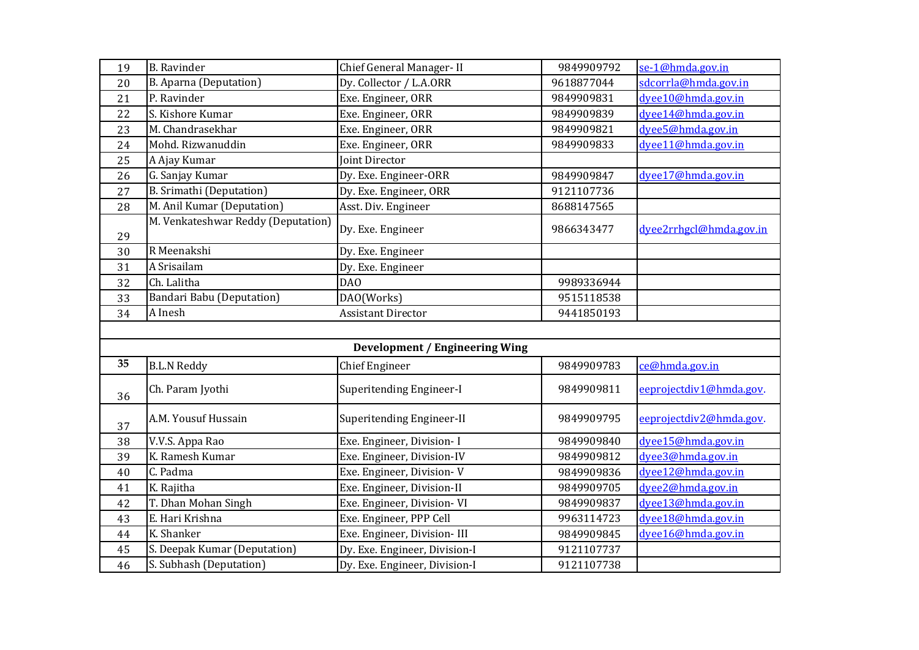| | | | | |
|---|---|---|---|---|
| 19 | B. Ravinder | Chief General Manager- II | 9849909792 | se-1@hmda.gov.in |
| 20 | B. Aparna (Deputation) | Dy. Collector / L.A.ORR | 9618877044 | sdcorrla@hmda.gov.in |
| 21 | P. Ravinder | Exe. Engineer, ORR | 9849909831 | dyee10@hmda.gov.in |
| 22 | S. Kishore Kumar | Exe. Engineer, ORR | 9849909839 | dyee14@hmda.gov.in |
| 23 | M. Chandrasekhar | Exe. Engineer, ORR | 9849909821 | dyee5@hmda.gov.in |
| 24 | Mohd. Rizwanuddin | Exe. Engineer, ORR | 9849909833 | dyee11@hmda.gov.in |
| 25 | A Ajay Kumar | Joint Director | | |
| 26 | G. Sanjay Kumar | Dy. Exe. Engineer-ORR | 9849909847 | dyee17@hmda.gov.in |
| 27 | B. Srimathi (Deputation) | Dy. Exe. Engineer, ORR | 9121107736 | |
| 28 | M. Anil Kumar (Deputation) | Asst. Div. Engineer | 8688147565 | |
| 29 | M. Venkateshwar Reddy (Deputation) | Dy. Exe. Engineer | 9866343477 | dyee2rrhgcl@hmda.gov.in |
| 30 | R Meenakshi | Dy. Exe. Engineer | | |
| 31 | A Srisailam | Dy. Exe. Engineer | | |
| 32 | Ch. Lalitha | DAO | 9989336944 | |
| 33 | Bandari Babu (Deputation) | DAO(Works) | 9515118538 | |
| 34 | A Inesh | Assistant Director | 9441850193 | |
| | | | | |
| | | **Development / Engineering Wing** | | |
| **35** | B.L.N Reddy | Chief Engineer | 9849909783 | ce@hmda.gov.in |
| 36 | Ch. Param Jyothi | Superitending Engineer-I | 9849909811 | eeprojectdiv1@hmda.gov. |
| 37 | A.M. Yousuf Hussain | Superitending Engineer-II | 9849909795 | eeprojectdiv2@hmda.gov. |
| 38 | V.V.S. Appa Rao | Exe. Engineer, Division- I | 9849909840 | dyee15@hmda.gov.in |
| 39 | K. Ramesh Kumar | Exe. Engineer, Division-IV | 9849909812 | dyee3@hmda.gov.in |
| 40 | C. Padma | Exe. Engineer, Division- V | 9849909836 | dyee12@hmda.gov.in |
| 41 | K. Rajitha | Exe. Engineer, Division-II | 9849909705 | dyee2@hmda.gov.in |
| 42 | T. Dhan Mohan Singh | Exe. Engineer, Division- VI | 9849909837 | dyee13@hmda.gov.in |
| 43 | E. Hari Krishna | Exe. Engineer, PPP Cell | 9963114723 | dyee18@hmda.gov.in |
| 44 | K. Shanker | Exe. Engineer, Division- III | 9849909845 | dyee16@hmda.gov.in |
| 45 | S. Deepak Kumar (Deputation) | Dy. Exe. Engineer, Division-I | 9121107737 | |
| 46 | S. Subhash (Deputation) | Dy. Exe. Engineer, Division-I | 9121107738 | |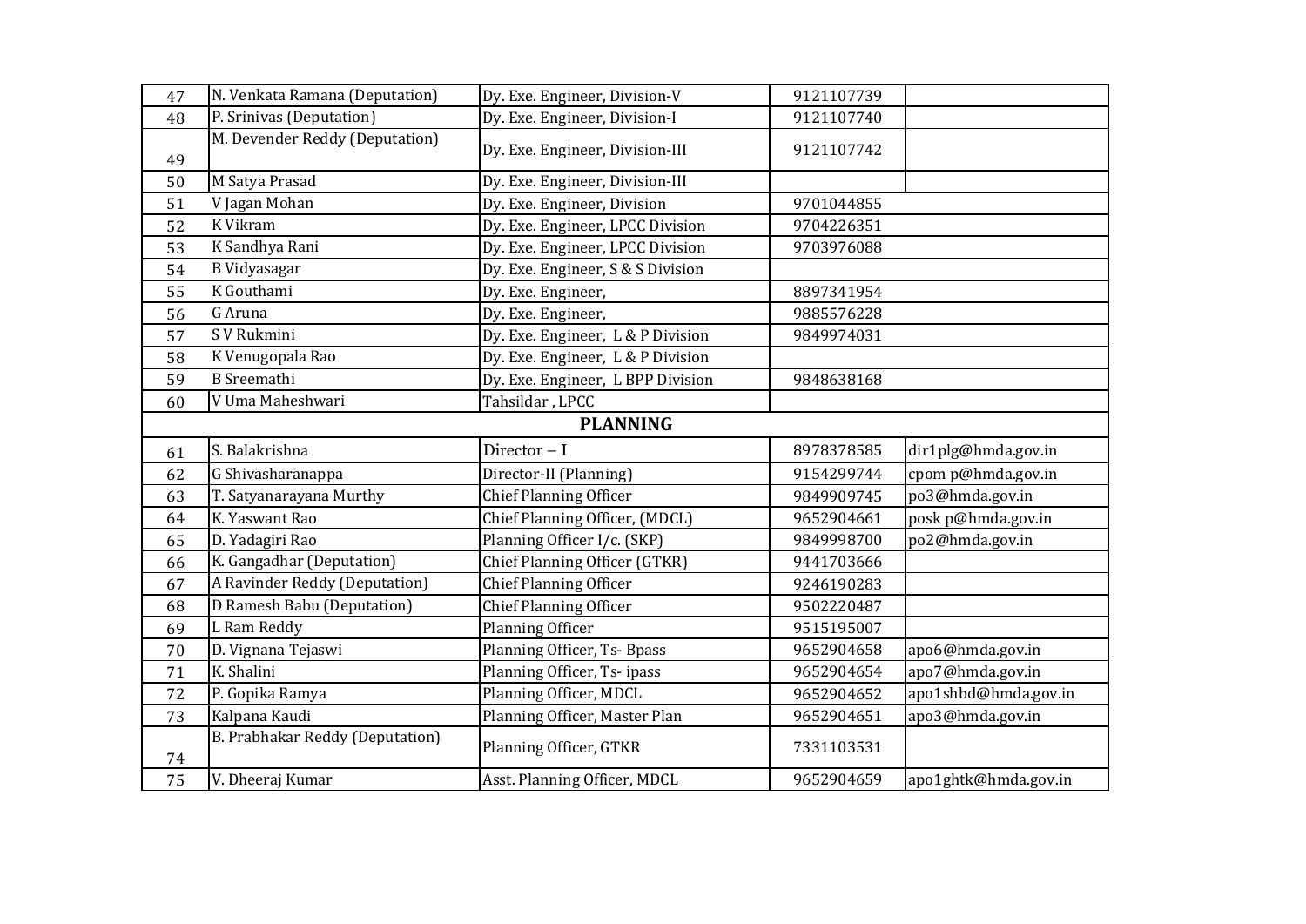| | | | | |
|---|---|---|---|---|
| 47 | N. Venkata Ramana (Deputation) | Dy. Exe. Engineer, Division-V | 9121107739 | |
| 48 | P. Srinivas (Deputation) | Dy. Exe. Engineer, Division-I | 9121107740 | |
| 49 | M. Devender Reddy (Deputation) | Dy. Exe. Engineer, Division-III | 9121107742 | |
| 50 | M Satya Prasad | Dy. Exe. Engineer, Division-III | | |
| 51 | V Jagan Mohan | Dy. Exe. Engineer, Division | 9701044855 | |
| 52 | K Vikram | Dy. Exe. Engineer, LPCC Division | 9704226351 | |
| 53 | K Sandhya Rani | Dy. Exe. Engineer, LPCC Division | 9703976088 | |
| 54 | B Vidyasagar | Dy. Exe. Engineer, S & S Division | | |
| 55 | K Gouthami | Dy. Exe. Engineer, | 8897341954 | |
| 56 | G Aruna | Dy. Exe. Engineer, | 9885576228 | |
| 57 | S V Rukmini | Dy. Exe. Engineer, L & P Division | 9849974031 | |
| 58 | K Venugopala Rao | Dy. Exe. Engineer, L & P Division | | |
| 59 | B Sreemathi | Dy. Exe. Engineer, L BPP Division | 9848638168 | |
| 60 | V Uma Maheshwari | Tahsildar , LPCC | | |
| | | **PLANNING** | | |
| 61 | S. Balakrishna | Director – I | 8978378585 | dir1plg@hmda.gov.in |
| 62 | G Shivasharanappa | Director-II (Planning) | 9154299744 | cpom p@hmda.gov.in |
| 63 | T. Satyanarayana Murthy | Chief Planning Officer | 9849909745 | po3@hmda.gov.in |
| 64 | K. Yaswant Rao | Chief Planning Officer, (MDCL) | 9652904661 | posk p@hmda.gov.in |
| 65 | D. Yadagiri Rao | Planning Officer I/c. (SKP) | 9849998700 | po2@hmda.gov.in |
| 66 | K. Gangadhar (Deputation) | Chief Planning Officer (GTKR) | 9441703666 | |
| 67 | A Ravinder Reddy (Deputation) | Chief Planning Officer | 9246190283 | |
| 68 | D Ramesh Babu (Deputation) | Chief Planning Officer | 9502220487 | |
| 69 | L Ram Reddy | Planning Officer | 9515195007 | |
| 70 | D. Vignana Tejaswi | Planning Officer, Ts- Bpass | 9652904658 | apo6@hmda.gov.in |
| 71 | K. Shalini | Planning Officer, Ts- ipass | 9652904654 | apo7@hmda.gov.in |
| 72 | P. Gopika Ramya | Planning Officer, MDCL | 9652904652 | apo1shbd@hmda.gov.in |
| 73 | Kalpana Kaudi | Planning Officer, Master Plan | 9652904651 | apo3@hmda.gov.in |
| 74 | B. Prabhakar Reddy (Deputation) | Planning Officer, GTKR | 7331103531 | |
| 75 | V. Dheeraj Kumar | Asst. Planning Officer, MDCL | 9652904659 | apo1ghtk@hmda.gov.in |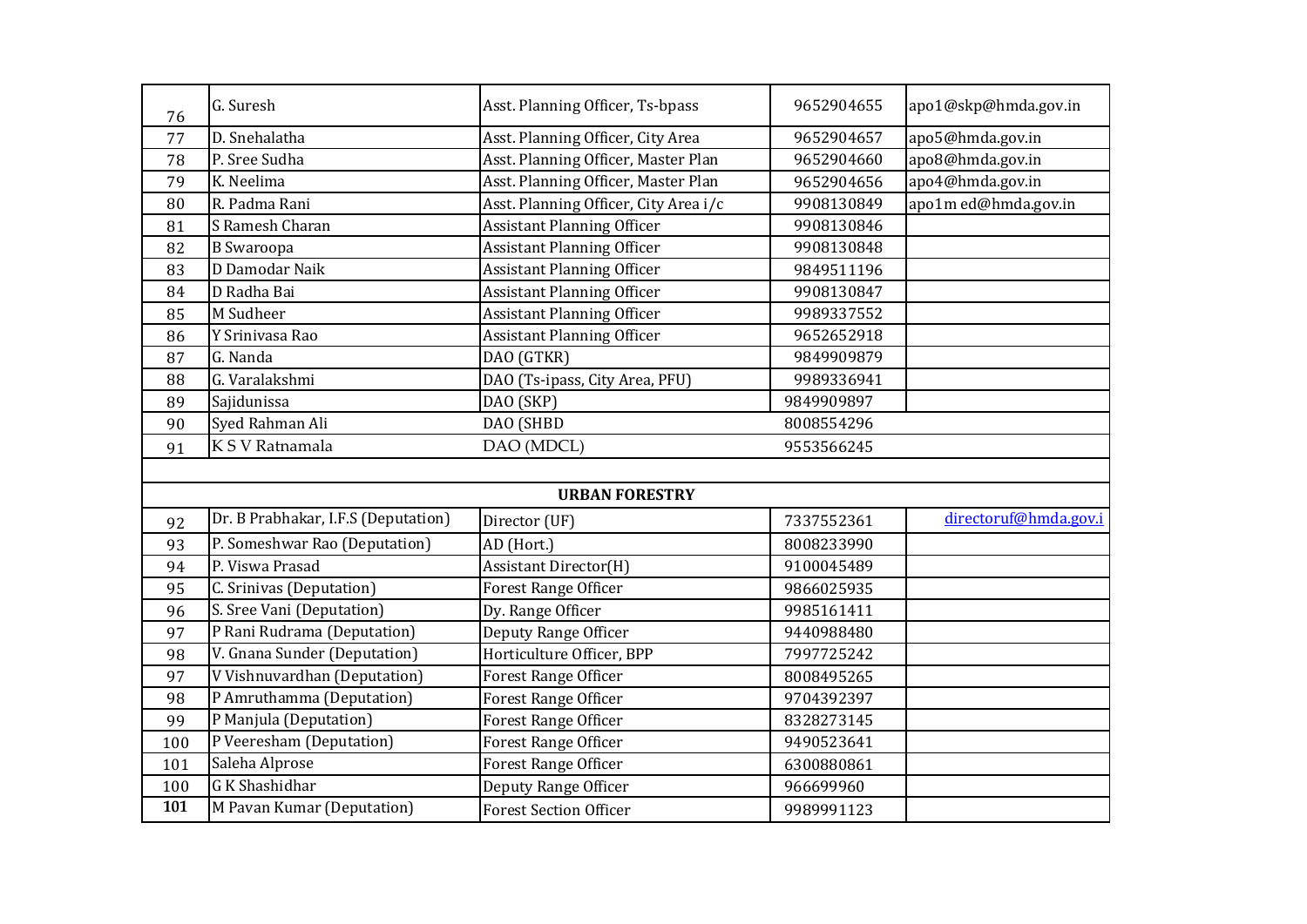| | | | | |
|---|---|---|---|---|
| 76 | G. Suresh | Asst. Planning Officer, Ts-bpass | 9652904655 | apo1@skp@hmda.gov.in |
| 77 | D. Snehalatha | Asst. Planning Officer, City Area | 9652904657 | apo5@hmda.gov.in |
| 78 | P. Sree Sudha | Asst. Planning Officer, Master Plan | 9652904660 | apo8@hmda.gov.in |
| 79 | K. Neelima | Asst. Planning Officer, Master Plan | 9652904656 | apo4@hmda.gov.in |
| 80 | R. Padma Rani | Asst. Planning Officer, City Area i/c | 9908130849 | apo1m ed@hmda.gov.in |
| 81 | S Ramesh Charan | Assistant Planning Officer | 9908130846 | |
| 82 | B Swaroopa | Assistant Planning Officer | 9908130848 | |
| 83 | D Damodar Naik | Assistant Planning Officer | 9849511196 | |
| 84 | D Radha Bai | Assistant Planning Officer | 9908130847 | |
| 85 | M Sudheer | Assistant Planning Officer | 9989337552 | |
| 86 | Y Srinivasa Rao | Assistant Planning Officer | 9652652918 | |
| 87 | G. Nanda | DAO (GTKR) | 9849909879 | |
| 88 | G. Varalakshmi | DAO (Ts-ipass, City Area, PFU) | 9989336941 | |
| 89 | Sajidunissa | DAO (SKP) | 9849909897 | |
| 90 | Syed Rahman Ali | DAO (SHBD | 8008554296 | |
| 91 | K S V Ratnamala | DAO (MDCL) | 9553566245 | |
| | | | | |
| | | **URBAN FORESTRY** | | |
| 92 | Dr. B Prabhakar, I.F.S (Deputation) | Director (UF) | 7337552361 | directoruf@hmda.gov.i |
| 93 | P. Someshwar Rao (Deputation) | AD (Hort.) | 8008233990 | |
| 94 | P. Viswa Prasad | Assistant Director(H) | 9100045489 | |
| 95 | C. Srinivas (Deputation) | Forest Range Officer | 9866025935 | |
| 96 | S. Sree Vani (Deputation) | Dy. Range Officer | 9985161411 | |
| 97 | P Rani Rudrama (Deputation) | Deputy Range Officer | 9440988480 | |
| 98 | V. Gnana Sunder (Deputation) | Horticulture Officer, BPP | 7997725242 | |
| 97 | V Vishnuvardhan (Deputation) | Forest Range Officer | 8008495265 | |
| 98 | P Amruthamma (Deputation) | Forest Range Officer | 9704392397 | |
| 99 | P Manjula (Deputation) | Forest Range Officer | 8328273145 | |
| 100 | P Veeresham (Deputation) | Forest Range Officer | 9490523641 | |
| 101 | Saleha Alprose | Forest Range Officer | 6300880861 | |
| 100 | G K Shashidhar | Deputy Range Officer | 966699960 | |
| **101** | M Pavan Kumar (Deputation) | Forest Section Officer | 9989991123 | |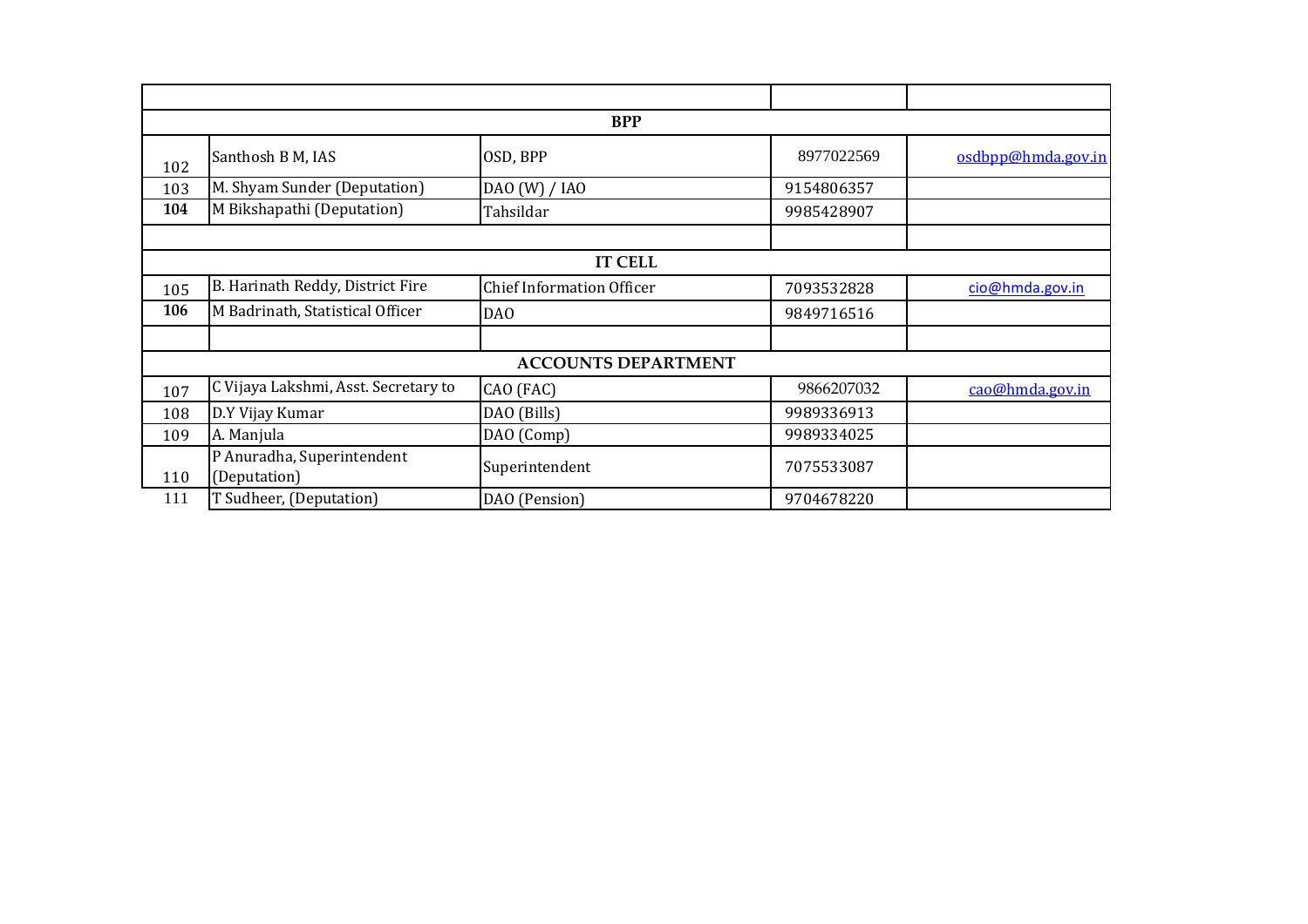| | | | | |
|---|---|---|---|---|
| | | | | |
| | | **BPP** | | |
| 102 | Santhosh B M, IAS | OSD, BPP | 8977022569 | osdbpp@hmda.gov.in |
| 103 | M. Shyam Sunder (Deputation) | DAO (W) / IAO | 9154806357 | |
| **104** | M Bikshapathi (Deputation) | Tahsildar | 9985428907 | |
| | | | | |
| | | **IT CELL** | | |
| 105 | B. Harinath Reddy, District Fire | Chief Information Officer | 7093532828 | cio@hmda.gov.in |
| **106** | M Badrinath, Statistical Officer | DAO | 9849716516 | |
| | | | | |
| | | **ACCOUNTS DEPARTMENT** | | |
| 107 | C Vijaya Lakshmi, Asst. Secretary to | CAO (FAC) | 9866207032 | cao@hmda.gov.in |
| 108 | D.Y Vijay Kumar | DAO (Bills) | 9989336913 | |
| 109 | A. Manjula | DAO (Comp) | 9989334025 | |
| 110 | P Anuradha, Superintendent (Deputation) | Superintendent | 7075533087 | |
| 111 | T Sudheer, (Deputation) | DAO (Pension) | 9704678220 | |